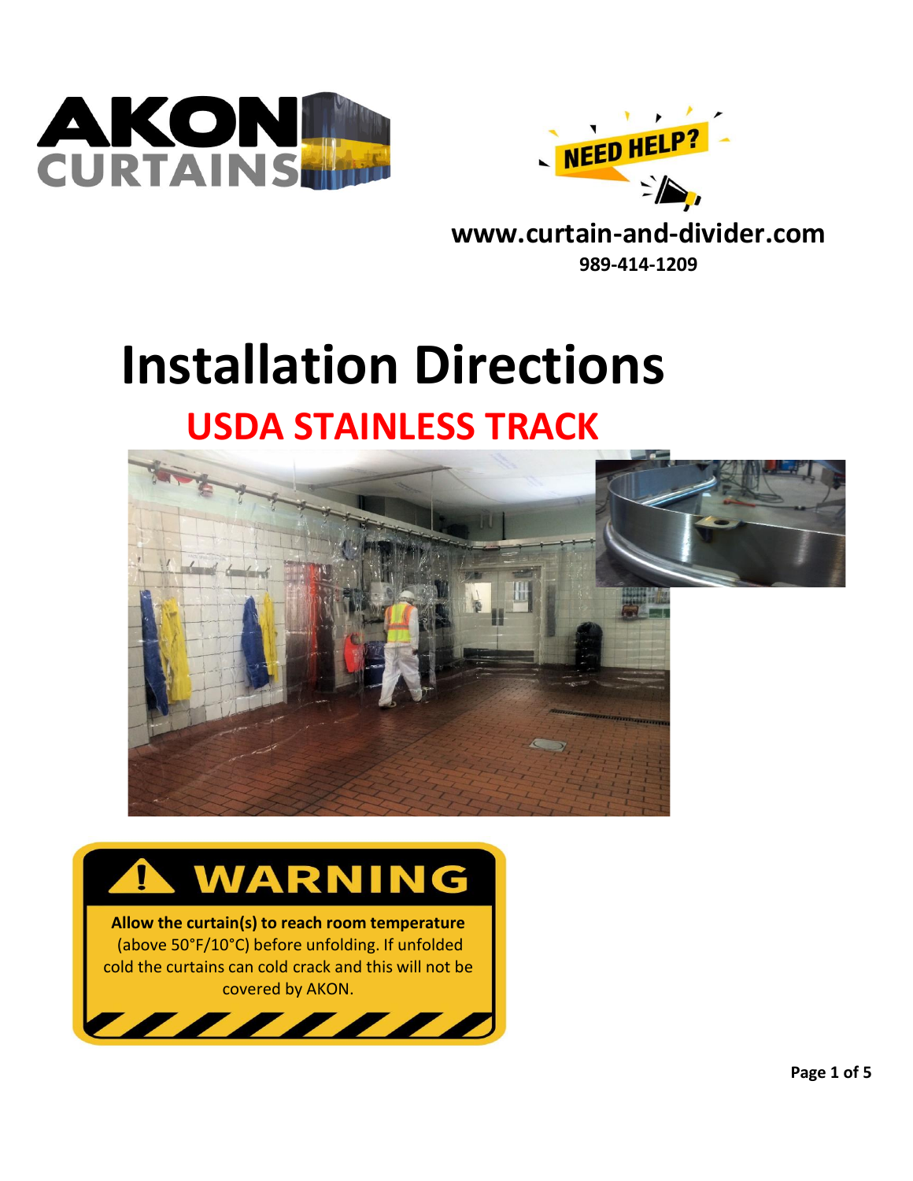AKON CURTAINS

NEED HELP?

**www.curtain-and-divider.com**

**989-414-1209**

# Installation Directions

## USDA STAINLESS TRACK

**WARNING**

**Allow the curtain(s) to reach room temperature** (above 50°F/10°C) before unfolding. If unfolded cold the curtains can cold crack and this will not be covered by AKON.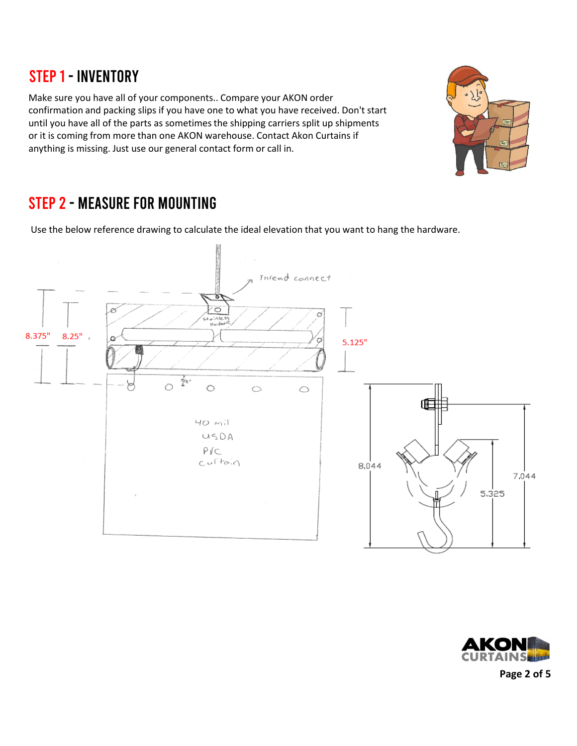## STEP 1 - INVENTORY

Make sure you have all of your components.. Compare your AKON order confirmation and packing slips if you have one to what you have received. Don't start until you have all of the parts as sometimes the shipping carriers split up shipments or it is coming from more than one AKON warehouse. Contact Akon Curtains if anything is missing. Just use our general contact form or call in.

## STEP 2 - MEASURE FOR MOUNTING

Use the below reference drawing to calculate the ideal elevation that you want to hang the hardware.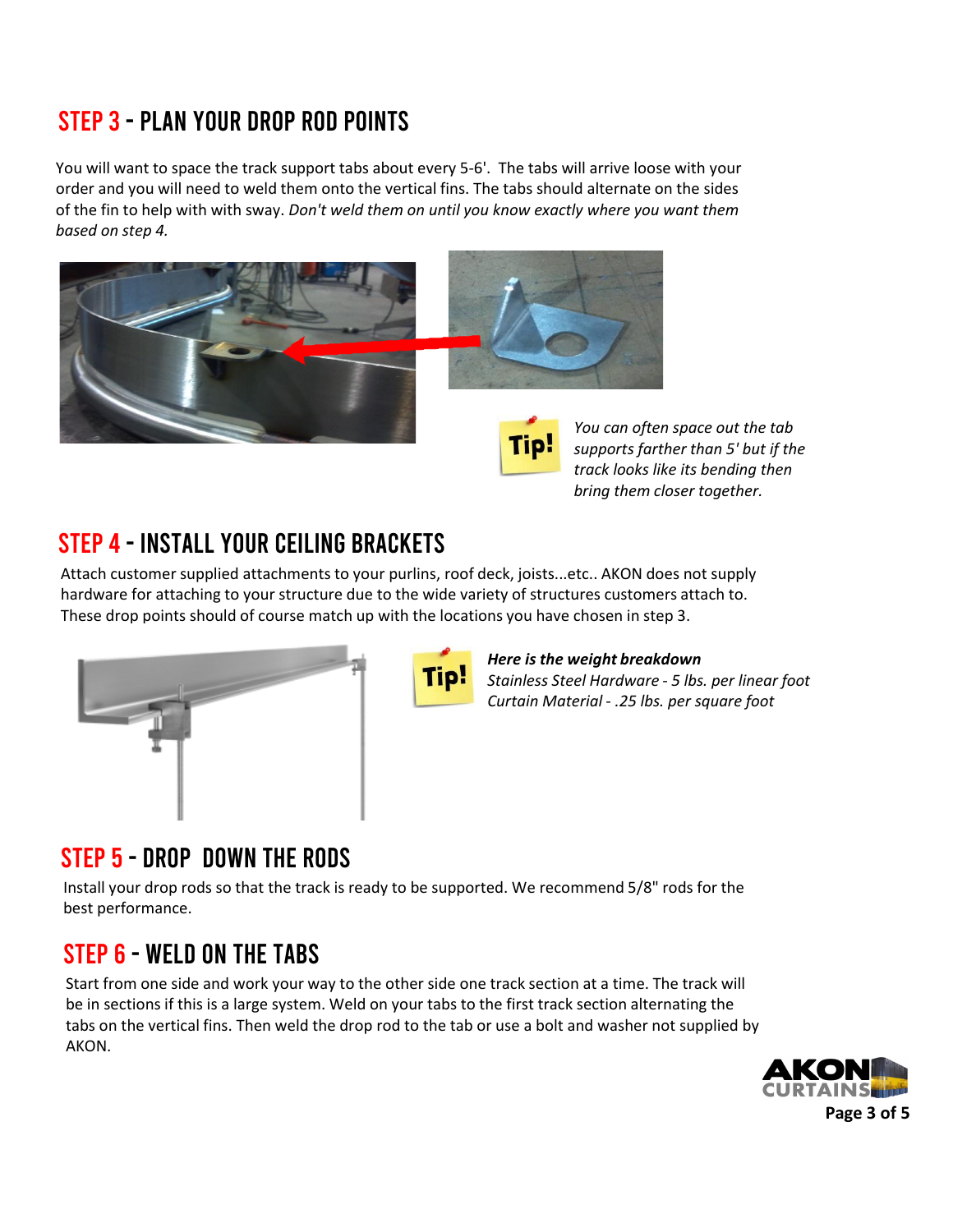## STEP 3 - PLAN YOUR DROP ROD POINTS

You will want to space the track support tabs about every 5-6'. The tabs will arrive loose with your order and you will need to weld them onto the vertical fins. The tabs should alternate on the sides of the fin to help with with sway. *Don't weld them on until you know exactly where you want them based on step 4.*

**Tip!** *You can often space out the tab supports farther than 5' but if the track looks like its bending then bring them closer together.*

## STEP 4 - INSTALL YOUR CEILING BRACKETS

Attach customer supplied attachments to your purlins, roof deck, joists...etc.. AKON does not supply hardware for attaching to your structure due to the wide variety of structures customers attach to. These drop points should of course match up with the locations you have chosen in step 3.

**Tip!** ***Here is the weight breakdown***
*Stainless Steel Hardware - 5 lbs. per linear foot*
*Curtain Material - .25 lbs. per square foot*

## STEP 5 - DROP DOWN THE RODS

Install your drop rods so that the track is ready to be supported. We recommend 5/8" rods for the best performance.

## STEP 6 - WELD ON THE TABS

Start from one side and work your way to the other side one track section at a time. The track will be in sections if this is a large system. Weld on your tabs to the first track section alternating the tabs on the vertical fins. Then weld the drop rod to the tab or use a bolt and washer not supplied by AKON.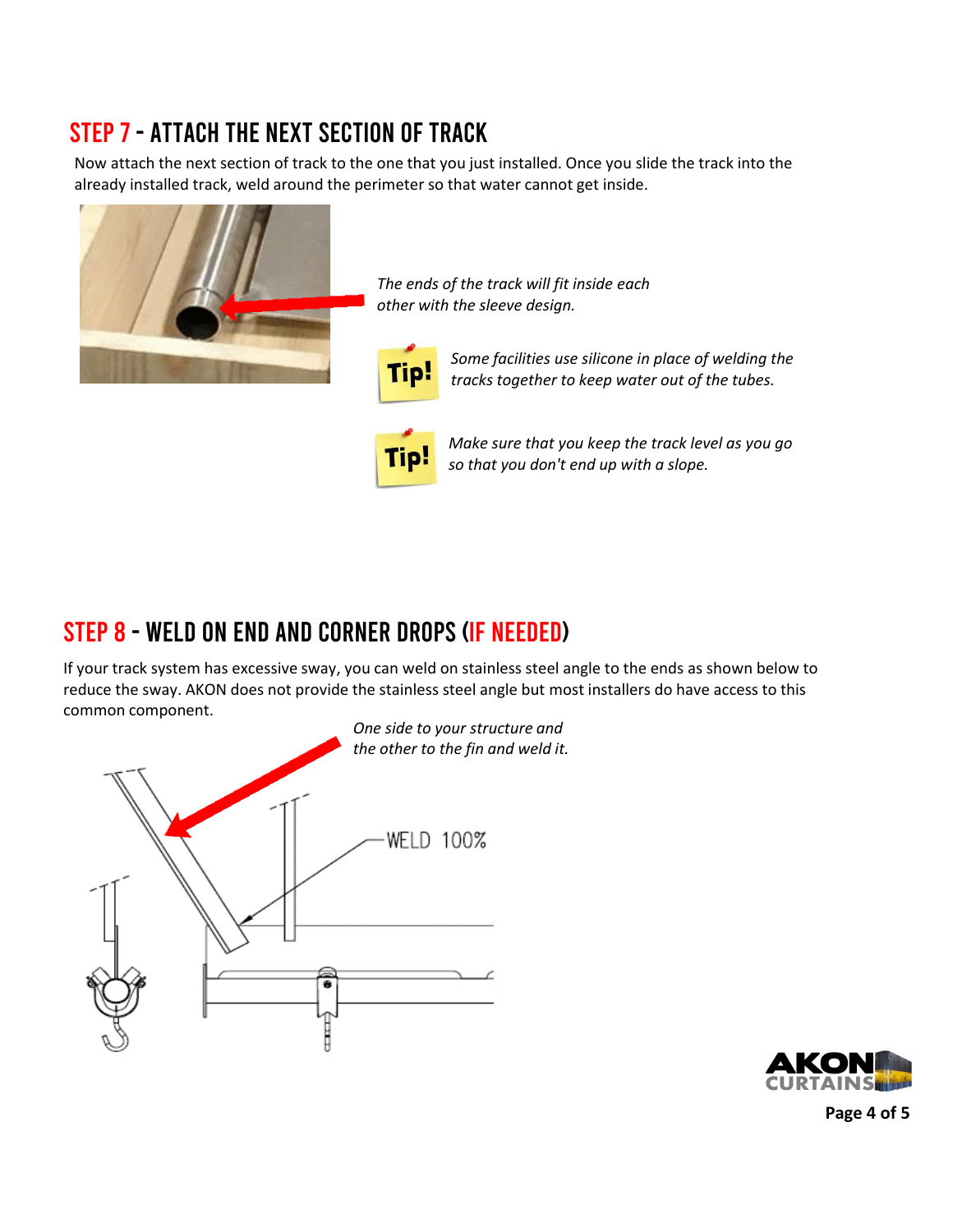## STEP 7 - ATTACH THE NEXT SECTION OF TRACK

Now attach the next section of track to the one that you just installed. Once you slide the track into the already installed track, weld around the perimeter so that water cannot get inside.

*The ends of the track will fit inside each other with the sleeve design.*

**Tip!** *Some facilities use silicone in place of welding the tracks together to keep water out of the tubes.*

**Tip!** *Make sure that you keep the track level as you go so that you don't end up with a slope.*

## STEP 8 - WELD ON END AND CORNER DROPS (IF NEEDED)

If your track system has excessive sway, you can weld on stainless steel angle to the ends as shown below to reduce the sway. AKON does not provide the stainless steel angle but most installers do have access to this common component.

*One side to your structure and the other to the fin and weld it.*

WELD 100%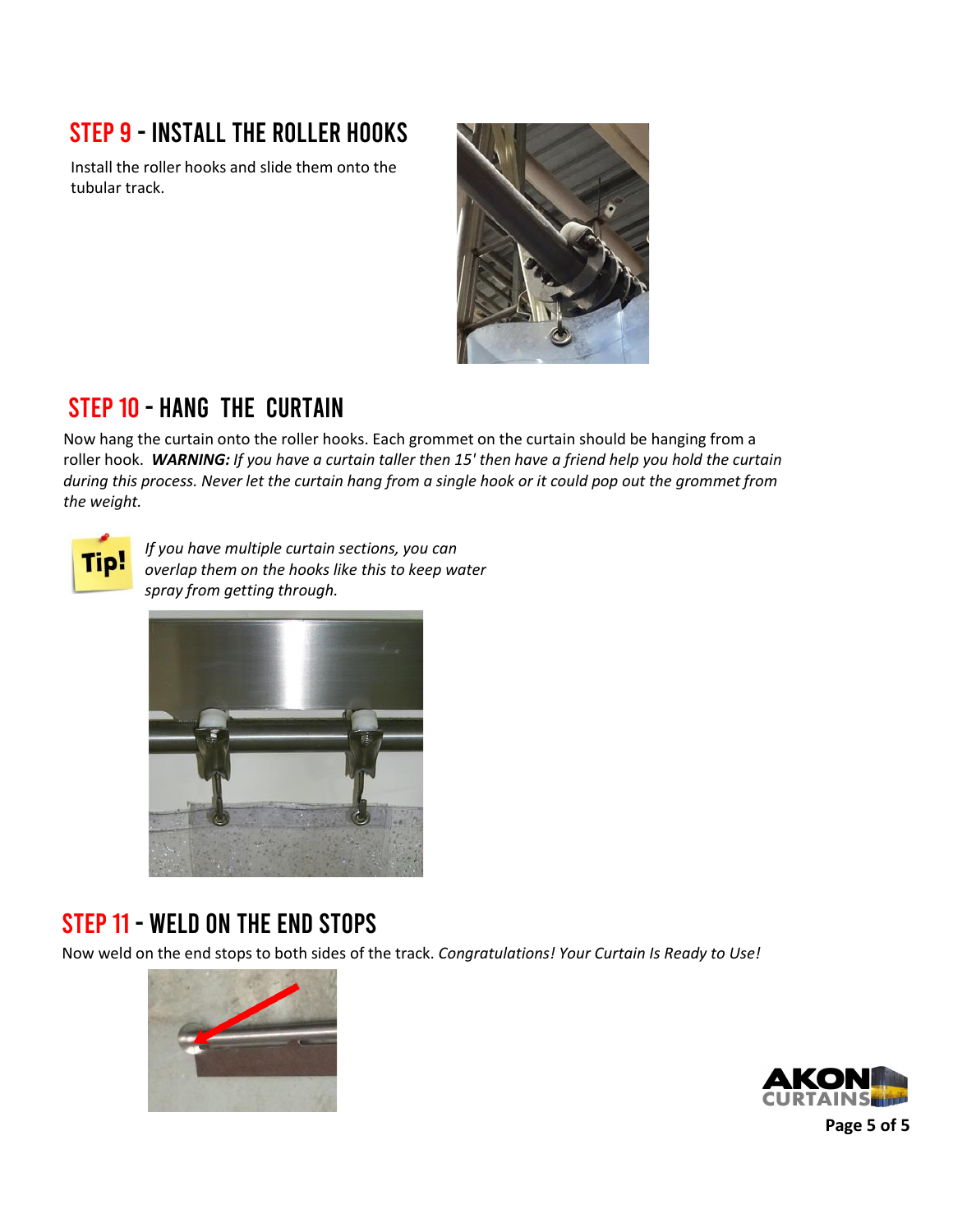## STEP 9 - INSTALL THE ROLLER HOOKS

Install the roller hooks and slide them onto the tubular track.

## STEP 10 - HANG THE CURTAIN

Now hang the curtain onto the roller hooks. Each grommet on the curtain should be hanging from a roller hook. ***WARNING:*** *If you have a curtain taller then 15' then have a friend help you hold the curtain during this process. Never let the curtain hang from a single hook or it could pop out the grommet from the weight.*

Tip! *If you have multiple curtain sections, you can overlap them on the hooks like this to keep water spray from getting through.*

## STEP 11 - WELD ON THE END STOPS

Now weld on the end stops to both sides of the track. *Congratulations! Your Curtain Is Ready to Use!*